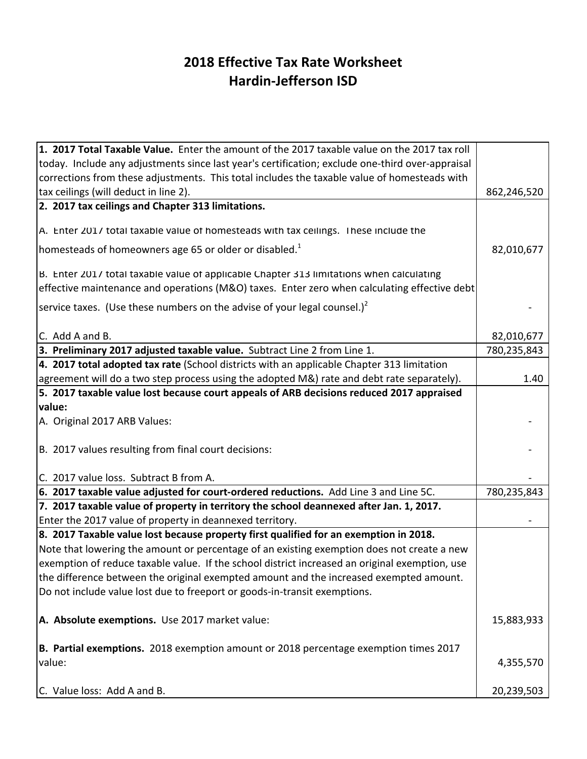# 2018 Effective Tax Rate Worksheet
# Hardin-Jefferson ISD

| | |
|---|---|
| **1. 2017 Total Taxable Value.** Enter the amount of the 2017 taxable value on the 2017 tax roll today. Include any adjustments since last year's certification; exclude one-third over-appraisal corrections from these adjustments. This total includes the taxable value of homesteads with tax ceilings (will deduct in line 2). | 862,246,520 |
| **2. 2017 tax ceilings and Chapter 313 limitations.** | |
| A. Enter 2017 total taxable value of homesteads with tax ceilings. These include the homesteads of homeowners age 65 or older or disabled.[1] | 82,010,677 |
| B. Enter 2017 total taxable value of applicable Chapter 313 limitations when calculating effective maintenance and operations (M&O) taxes. Enter zero when calculating effective debt service taxes. (Use these numbers on the advise of your legal counsel.)[2] | - |
| C. Add A and B. | 82,010,677 |
| **3. Preliminary 2017 adjusted taxable value.** Subtract Line 2 from Line 1. | 780,235,843 |
| **4. 2017 total adopted tax rate** (School districts with an applicable Chapter 313 limitation agreement will do a two step process using the adopted M&) rate and debt rate separately). | 1.40 |
| **5. 2017 taxable value lost because court appeals of ARB decisions reduced 2017 appraised value:** | |
| A. Original 2017 ARB Values: | - |
| B. 2017 values resulting from final court decisions: | - |
| C. 2017 value loss. Subtract B from A. | - |
| **6. 2017 taxable value adjusted for court-ordered reductions.** Add Line 3 and Line 5C. | 780,235,843 |
| **7. 2017 taxable value of property in territory the school deannexed after Jan. 1, 2017.** Enter the 2017 value of property in deannexed territory. | - |
| **8. 2017 Taxable value lost because property first qualified for an exemption in 2018.** Note that lowering the amount or percentage of an existing exemption does not create a new exemption of reduce taxable value. If the school district increased an original exemption, use the difference between the original exempted amount and the increased exempted amount. Do not include value lost due to freeport or goods-in-transit exemptions. | |
| **A. Absolute exemptions.** Use 2017 market value: | 15,883,933 |
| **B. Partial exemptions.** 2018 exemption amount or 2018 percentage exemption times 2017 value: | 4,355,570 |
| C. Value loss: Add A and B. | 20,239,503 |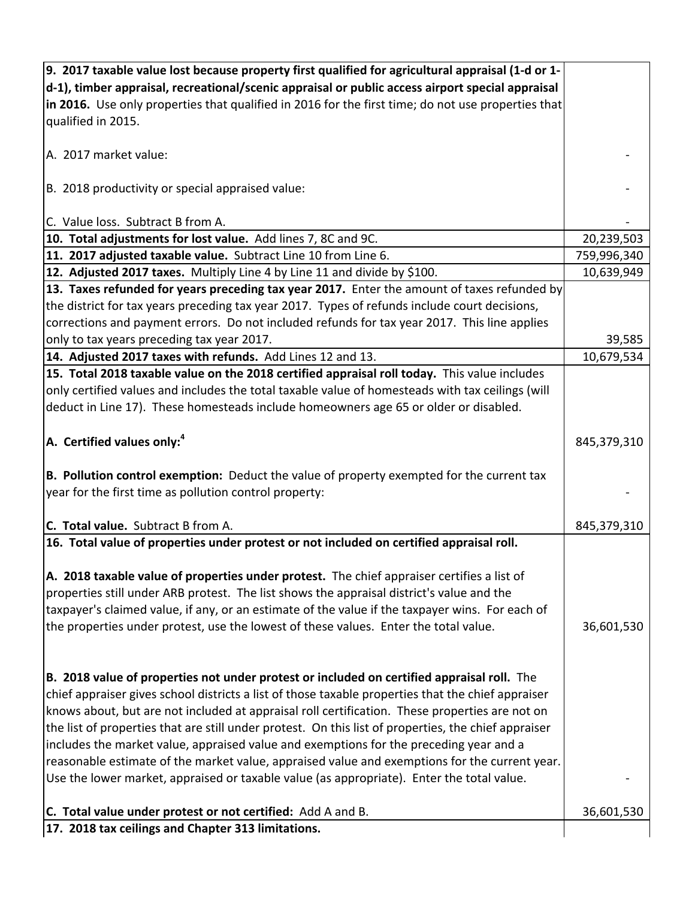| | |
|---|---|
| **9. 2017 taxable value lost because property first qualified for agricultural appraisal (1-d or 1-d-1), timber appraisal, recreational/scenic appraisal or public access airport special appraisal in 2016.** Use only properties that qualified in 2016 for the first time; do not use properties that qualified in 2015. | |
| A. 2017 market value: | - |
| B. 2018 productivity or special appraised value: | - |
| C. Value loss. Subtract B from A. | - |
| **10. Total adjustments for lost value.** Add lines 7, 8C and 9C. | 20,239,503 |
| **11. 2017 adjusted taxable value.** Subtract Line 10 from Line 6. | 759,996,340 |
| **12. Adjusted 2017 taxes.** Multiply Line 4 by Line 11 and divide by $100. | 10,639,949 |
| **13. Taxes refunded for years preceding tax year 2017.** Enter the amount of taxes refunded by the district for tax years preceding tax year 2017. Types of refunds include court decisions, corrections and payment errors. Do not included refunds for tax year 2017. This line applies only to tax years preceding tax year 2017. | 39,585 |
| **14. Adjusted 2017 taxes with refunds.** Add Lines 12 and 13. | 10,679,534 |
| **15. Total 2018 taxable value on the 2018 certified appraisal roll today.** This value includes only certified values and includes the total taxable value of homesteads with tax ceilings (will deduct in Line 17). These homesteads include homeowners age 65 or older or disabled. | |
| **A. Certified values only:**[4] | 845,379,310 |
| **B. Pollution control exemption:** Deduct the value of property exempted for the current tax year for the first time as pollution control property: | - |
| **C. Total value.** Subtract B from A. | 845,379,310 |
| **16. Total value of properties under protest or not included on certified appraisal roll.** | |
| **A. 2018 taxable value of properties under protest.** The chief appraiser certifies a list of properties still under ARB protest. The list shows the appraisal district's value and the taxpayer's claimed value, if any, or an estimate of the value if the taxpayer wins. For each of the properties under protest, use the lowest of these values. Enter the total value. | 36,601,530 |
| **B. 2018 value of properties not under protest or included on certified appraisal roll.** The chief appraiser gives school districts a list of those taxable properties that the chief appraiser knows about, but are not included at appraisal roll certification. These properties are not on the list of properties that are still under protest. On this list of properties, the chief appraiser includes the market value, appraised value and exemptions for the preceding year and a reasonable estimate of the market value, appraised value and exemptions for the current year. Use the lower market, appraised or taxable value (as appropriate). Enter the total value. | - |
| **C. Total value under protest or not certified:** Add A and B. | 36,601,530 |
| **17. 2018 tax ceilings and Chapter 313 limitations.** | |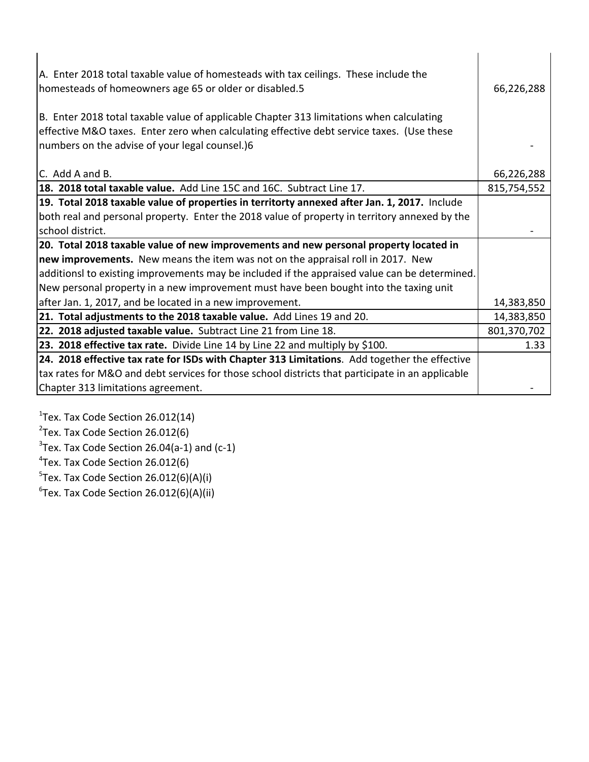| | |
|---|---|
| A. Enter 2018 total taxable value of homesteads with tax ceilings. These include the homesteads of homeowners age 65 or older or disabled.5 | 66,226,288 |
| B. Enter 2018 total taxable value of applicable Chapter 313 limitations when calculating effective M&O taxes. Enter zero when calculating effective debt service taxes. (Use these numbers on the advise of your legal counsel.)6 | - |
| C. Add A and B. | 66,226,288 |
| **18. 2018 total taxable value.** Add Line 15C and 16C. Subtract Line 17. | 815,754,552 |
| **19. Total 2018 taxable value of properties in territorty annexed after Jan. 1, 2017.** Include both real and personal property. Enter the 2018 value of property in territory annexed by the school district. | - |
| **20. Total 2018 taxable value of new improvements and new personal property located in new improvements.** New means the item was not on the appraisal roll in 2017. New additionsl to existing improvements may be included if the appraised value can be determined. New personal property in a new improvement must have been bought into the taxing unit after Jan. 1, 2017, and be located in a new improvement. | 14,383,850 |
| **21. Total adjustments to the 2018 taxable value.** Add Lines 19 and 20. | 14,383,850 |
| **22. 2018 adjusted taxable value.** Subtract Line 21 from Line 18. | 801,370,702 |
| **23. 2018 effective tax rate.** Divide Line 14 by Line 22 and multiply by $100. | 1.33 |
| **24. 2018 effective tax rate for ISDs with Chapter 313 Limitations**. Add together the effective tax rates for M&O and debt services for those school districts that participate in an applicable Chapter 313 limitations agreement. | - |

[1]Tex. Tax Code Section 26.012(14)

[2]Tex. Tax Code Section 26.012(6)

[3]Tex. Tax Code Section 26.04(a-1) and (c-1)

[4]Tex. Tax Code Section 26.012(6)

[5]Tex. Tax Code Section 26.012(6)(A)(i)

[6]Tex. Tax Code Section 26.012(6)(A)(ii)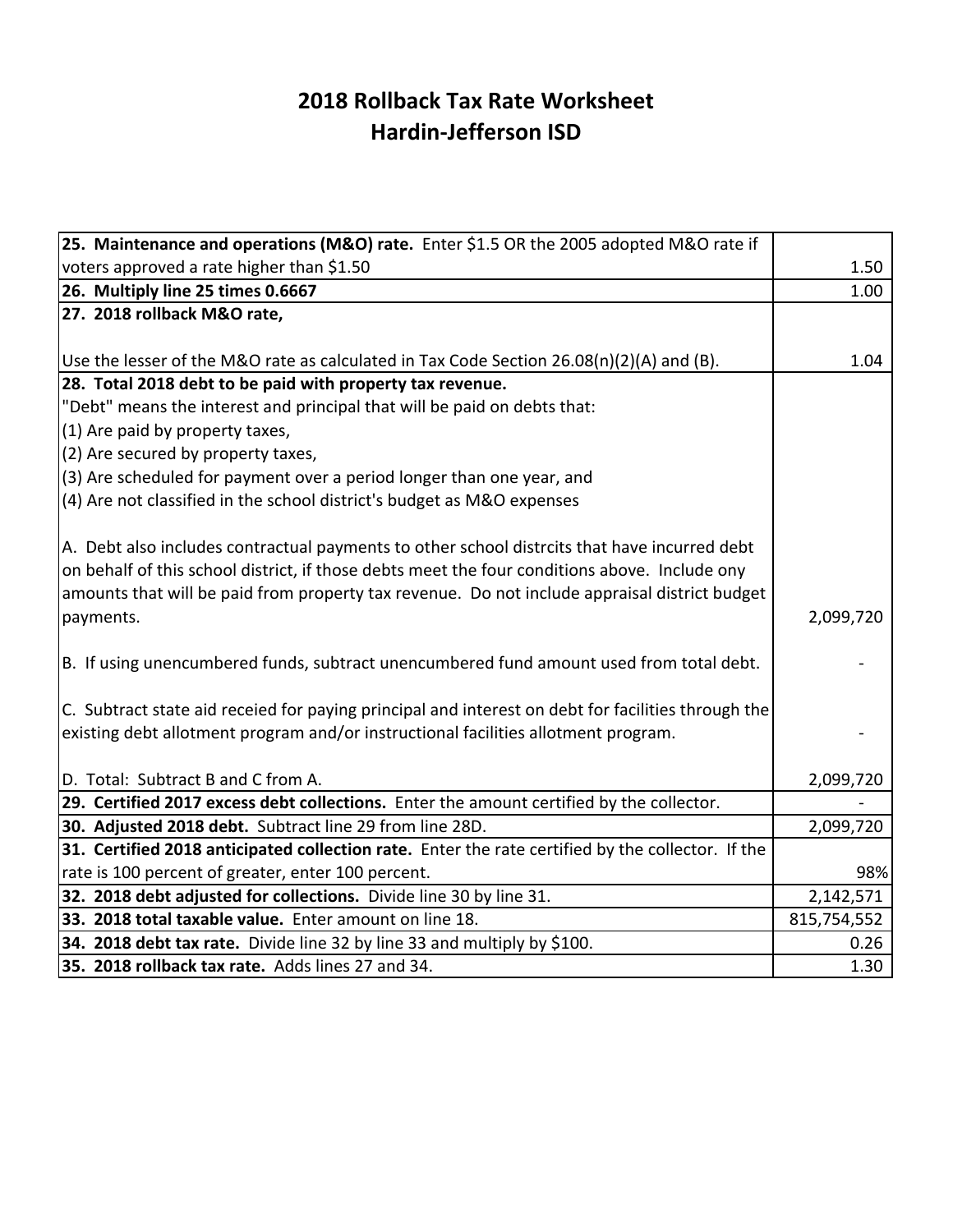# 2018 Rollback Tax Rate Worksheet
# Hardin-Jefferson ISD

| | |
|---|---|
| **25. Maintenance and operations (M&O) rate.** Enter $1.5 OR the 2005 adopted M&O rate if voters approved a rate higher than $1.50 | 1.50 |
| **26. Multiply line 25 times 0.6667** | 1.00 |
| **27. 2018 rollback M&O rate,**<br><br>Use the lesser of the M&O rate as calculated in Tax Code Section 26.08(n)(2)(A) and (B). | 1.04 |
| **28. Total 2018 debt to be paid with property tax revenue.**<br>"Debt" means the interest and principal that will be paid on debts that:<br>(1) Are paid by property taxes,<br>(2) Are secured by property taxes,<br>(3) Are scheduled for payment over a period longer than one year, and<br>(4) Are not classified in the school district's budget as M&O expenses<br><br>A. Debt also includes contractual payments to other school distrcits that have incurred debt on behalf of this school district, if those debts meet the four conditions above. Include ony amounts that will be paid from property tax revenue. Do not include appraisal district budget payments. | 2,099,720 |
| B. If using unencumbered funds, subtract unencumbered fund amount used from total debt. | - |
| C. Subtract state aid receied for paying principal and interest on debt for facilities through the existing debt allotment program and/or instructional facilities allotment program. | - |
| D. Total: Subtract B and C from A. | 2,099,720 |
| **29. Certified 2017 excess debt collections.** Enter the amount certified by the collector. | - |
| **30. Adjusted 2018 debt.** Subtract line 29 from line 28D. | 2,099,720 |
| **31. Certified 2018 anticipated collection rate.** Enter the rate certified by the collector. If the rate is 100 percent of greater, enter 100 percent. | 98% |
| **32. 2018 debt adjusted for collections.** Divide line 30 by line 31. | 2,142,571 |
| **33. 2018 total taxable value.** Enter amount on line 18. | 815,754,552 |
| **34. 2018 debt tax rate.** Divide line 32 by line 33 and multiply by $100. | 0.26 |
| **35. 2018 rollback tax rate.** Adds lines 27 and 34. | 1.30 |